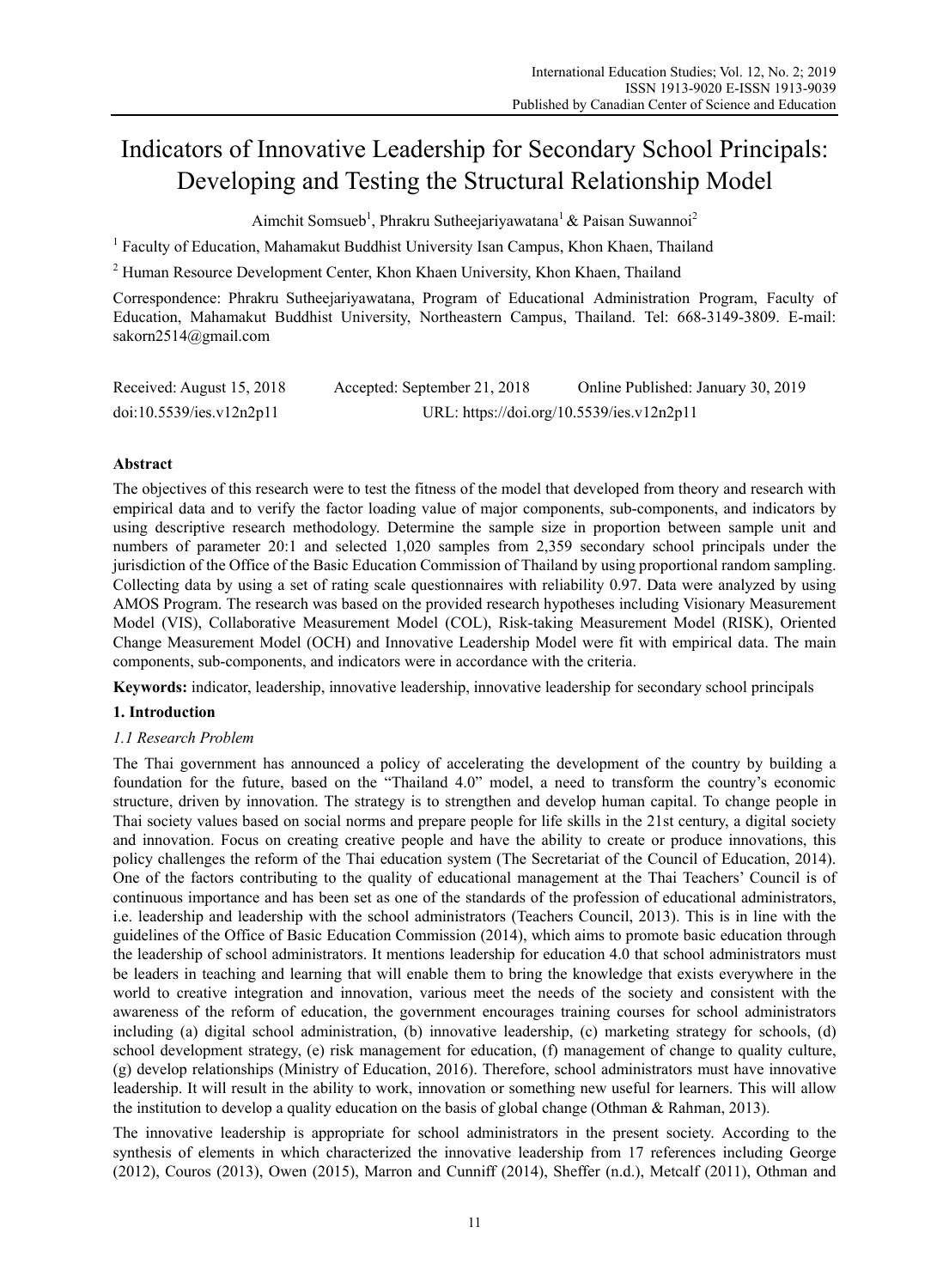# Indicators of Innovative Leadership for Secondary School Principals: Developing and Testing the Structural Relationship Model

Aimchit Somsueb[1], Phrakru Sutheejariyawatana[1] & Paisan Suwannoi[2]

[1] Faculty of Education, Mahamakut Buddhist University Isan Campus, Khon Khaen, Thailand

[2] Human Resource Development Center, Khon Khaen University, Khon Khaen, Thailand

Correspondence: Phrakru Sutheejariyawatana, Program of Educational Administration Program, Faculty of Education, Mahamakut Buddhist University, Northeastern Campus, Thailand. Tel: 668-3149-3809. E-mail: sakorn2514@gmail.com

Received: August 15, 2018 Accepted: September 21, 2018 Online Published: January 30, 2019

doi:10.5539/ies.v12n2p11 URL: https://doi.org/10.5539/ies.v12n2p11

**Abstract**

The objectives of this research were to test the fitness of the model that developed from theory and research with empirical data and to verify the factor loading value of major components, sub-components, and indicators by using descriptive research methodology. Determine the sample size in proportion between sample unit and numbers of parameter 20:1 and selected 1,020 samples from 2,359 secondary school principals under the jurisdiction of the Office of the Basic Education Commission of Thailand by using proportional random sampling. Collecting data by using a set of rating scale questionnaires with reliability 0.97. Data were analyzed by using AMOS Program. The research was based on the provided research hypotheses including Visionary Measurement Model (VIS), Collaborative Measurement Model (COL), Risk-taking Measurement Model (RISK), Oriented Change Measurement Model (OCH) and Innovative Leadership Model were fit with empirical data. The main components, sub-components, and indicators were in accordance with the criteria.

**Keywords:** indicator, leadership, innovative leadership, innovative leadership for secondary school principals

## 1. Introduction

### *1.1 Research Problem*

The Thai government has announced a policy of accelerating the development of the country by building a foundation for the future, based on the "Thailand 4.0" model, a need to transform the country's economic structure, driven by innovation. The strategy is to strengthen and develop human capital. To change people in Thai society values based on social norms and prepare people for life skills in the 21st century, a digital society and innovation. Focus on creating creative people and have the ability to create or produce innovations, this policy challenges the reform of the Thai education system (The Secretariat of the Council of Education, 2014). One of the factors contributing to the quality of educational management at the Thai Teachers' Council is of continuous importance and has been set as one of the standards of the profession of educational administrators, i.e. leadership and leadership with the school administrators (Teachers Council, 2013). This is in line with the guidelines of the Office of Basic Education Commission (2014), which aims to promote basic education through the leadership of school administrators. It mentions leadership for education 4.0 that school administrators must be leaders in teaching and learning that will enable them to bring the knowledge that exists everywhere in the world to creative integration and innovation, various meet the needs of the society and consistent with the awareness of the reform of education, the government encourages training courses for school administrators including (a) digital school administration, (b) innovative leadership, (c) marketing strategy for schools, (d) school development strategy, (e) risk management for education, (f) management of change to quality culture, (g) develop relationships (Ministry of Education, 2016). Therefore, school administrators must have innovative leadership. It will result in the ability to work, innovation or something new useful for learners. This will allow the institution to develop a quality education on the basis of global change (Othman & Rahman, 2013).

The innovative leadership is appropriate for school administrators in the present society. According to the synthesis of elements in which characterized the innovative leadership from 17 references including George (2012), Couros (2013), Owen (2015), Marron and Cunniff (2014), Sheffer (n.d.), Metcalf (2011), Othman and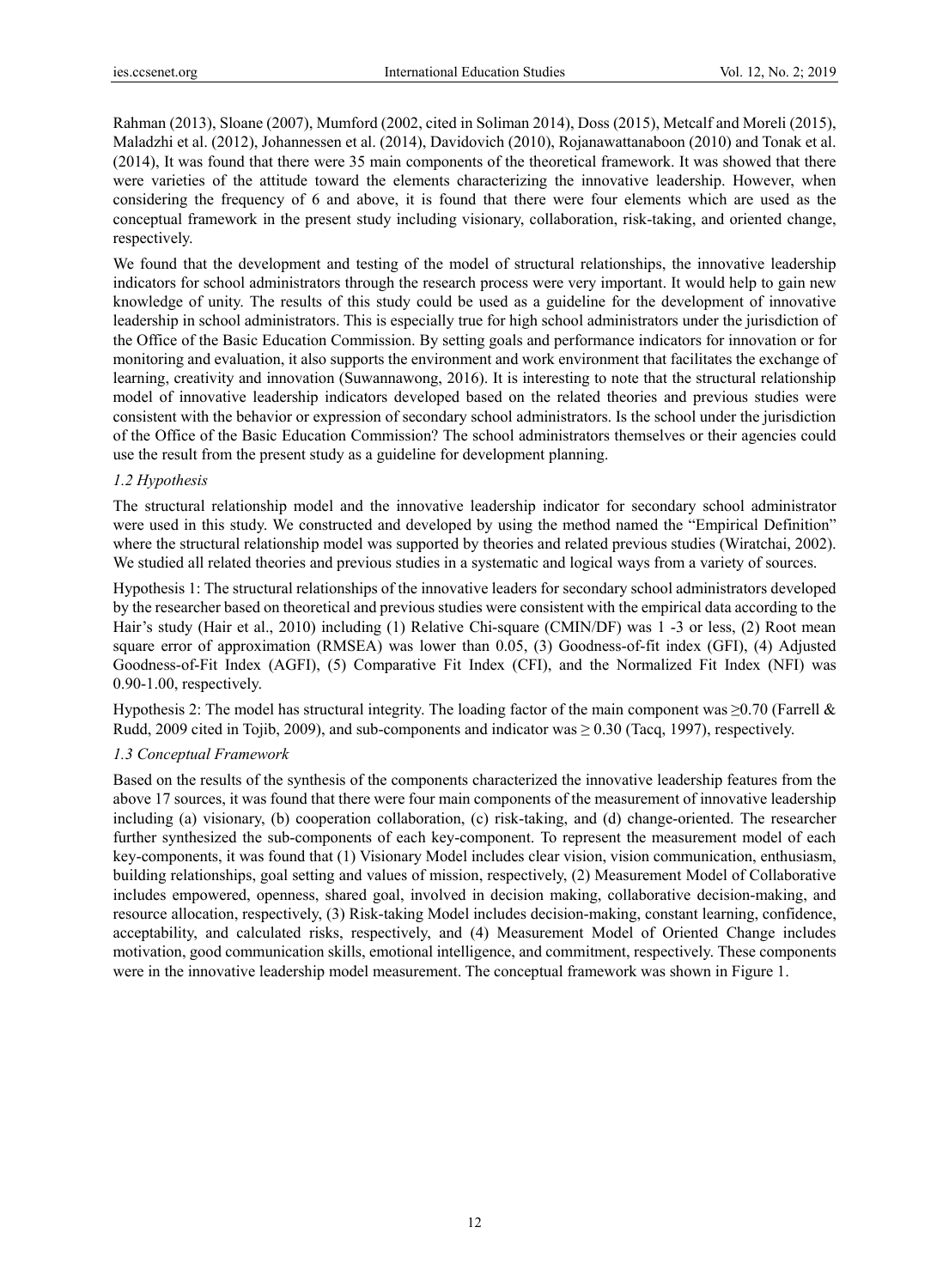Rahman (2013), Sloane (2007), Mumford (2002, cited in Soliman 2014), Doss (2015), Metcalf and Moreli (2015), Maladzhi et al. (2012), Johannessen et al. (2014), Davidovich (2010), Rojanawattanaboon (2010) and Tonak et al. (2014), It was found that there were 35 main components of the theoretical framework. It was showed that there were varieties of the attitude toward the elements characterizing the innovative leadership. However, when considering the frequency of 6 and above, it is found that there were four elements which are used as the conceptual framework in the present study including visionary, collaboration, risk-taking, and oriented change, respectively.

We found that the development and testing of the model of structural relationships, the innovative leadership indicators for school administrators through the research process were very important. It would help to gain new knowledge of unity. The results of this study could be used as a guideline for the development of innovative leadership in school administrators. This is especially true for high school administrators under the jurisdiction of the Office of the Basic Education Commission. By setting goals and performance indicators for innovation or for monitoring and evaluation, it also supports the environment and work environment that facilitates the exchange of learning, creativity and innovation (Suwannawong, 2016). It is interesting to note that the structural relationship model of innovative leadership indicators developed based on the related theories and previous studies were consistent with the behavior or expression of secondary school administrators. Is the school under the jurisdiction of the Office of the Basic Education Commission? The school administrators themselves or their agencies could use the result from the present study as a guideline for development planning.

### *1.2 Hypothesis*

The structural relationship model and the innovative leadership indicator for secondary school administrator were used in this study. We constructed and developed by using the method named the "Empirical Definition" where the structural relationship model was supported by theories and related previous studies (Wiratchai, 2002). We studied all related theories and previous studies in a systematic and logical ways from a variety of sources.

Hypothesis 1: The structural relationships of the innovative leaders for secondary school administrators developed by the researcher based on theoretical and previous studies were consistent with the empirical data according to the Hair's study (Hair et al., 2010) including (1) Relative Chi-square (CMIN/DF) was 1 -3 or less, (2) Root mean square error of approximation (RMSEA) was lower than 0.05, (3) Goodness-of-fit index (GFI), (4) Adjusted Goodness-of-Fit Index (AGFI), (5) Comparative Fit Index (CFI), and the Normalized Fit Index (NFI) was 0.90-1.00, respectively.

Hypothesis 2: The model has structural integrity. The loading factor of the main component was $\geq$0.70 (Farrell & Rudd, 2009 cited in Tojib, 2009), and sub-components and indicator was $\geq$ 0.30 (Tacq, 1997), respectively.

### *1.3 Conceptual Framework*

Based on the results of the synthesis of the components characterized the innovative leadership features from the above 17 sources, it was found that there were four main components of the measurement of innovative leadership including (a) visionary, (b) cooperation collaboration, (c) risk-taking, and (d) change-oriented. The researcher further synthesized the sub-components of each key-component. To represent the measurement model of each key-components, it was found that (1) Visionary Model includes clear vision, vision communication, enthusiasm, building relationships, goal setting and values of mission, respectively, (2) Measurement Model of Collaborative includes empowered, openness, shared goal, involved in decision making, collaborative decision-making, and resource allocation, respectively, (3) Risk-taking Model includes decision-making, constant learning, confidence, acceptability, and calculated risks, respectively, and (4) Measurement Model of Oriented Change includes motivation, good communication skills, emotional intelligence, and commitment, respectively. These components were in the innovative leadership model measurement. The conceptual framework was shown in Figure 1.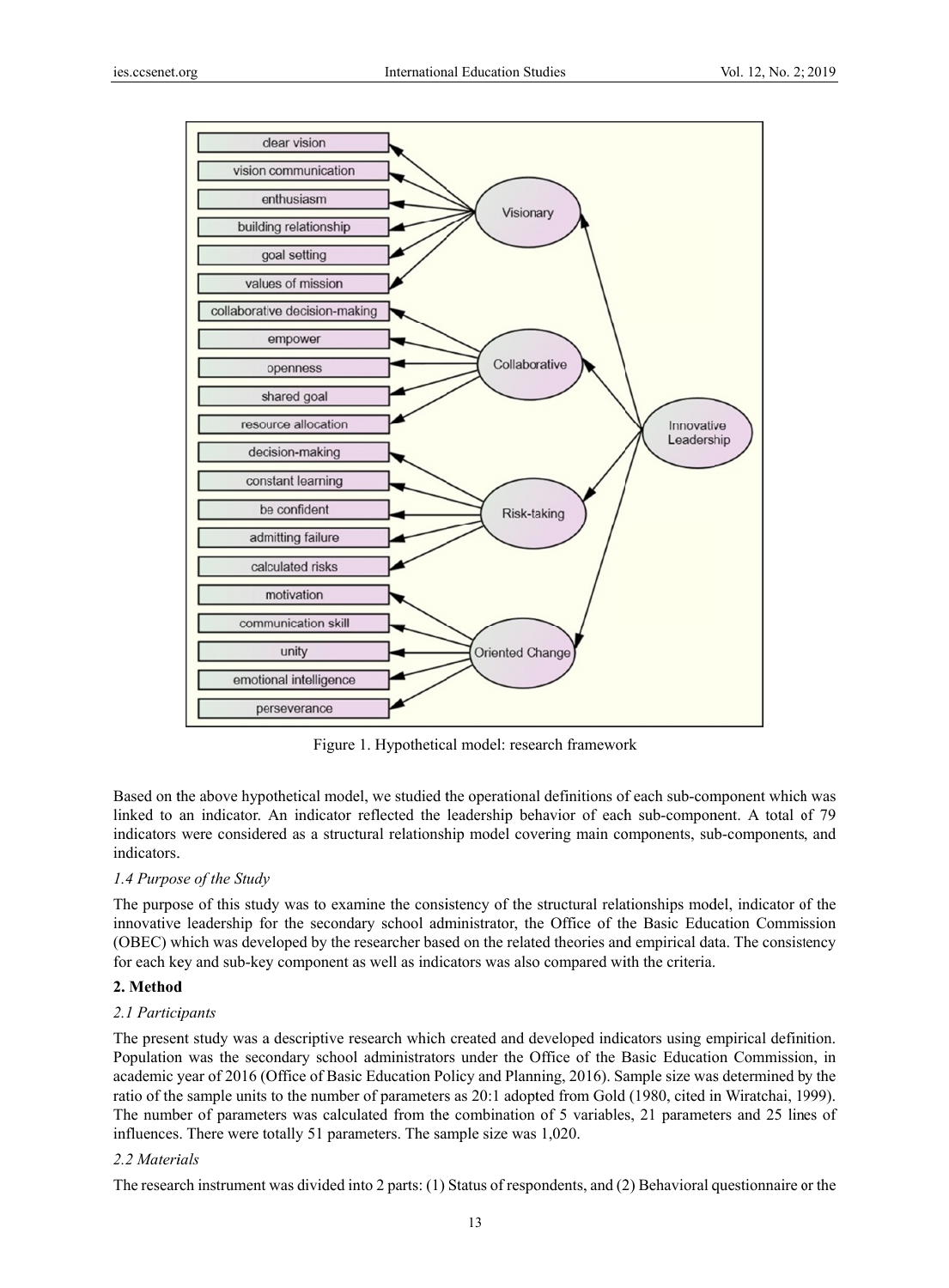Figure 1. Hypothetical model: research framework

Based on the above hypothetical model, we studied the operational definitions of each sub-component which was linked to an indicator. An indicator reflected the leadership behavior of each sub-component. A total of 79 indicators were considered as a structural relationship model covering main components, sub-components, and indicators.

### *1.4 Purpose of the Study*

The purpose of this study was to examine the consistency of the structural relationships model, indicator of the innovative leadership for the secondary school administrator, the Office of the Basic Education Commission (OBEC) which was developed by the researcher based on the related theories and empirical data. The consistency for each key and sub-key component as well as indicators was also compared with the criteria.

## **2. Method**

### *2.1 Participants*

The present study was a descriptive research which created and developed indicators using empirical definition. Population was the secondary school administrators under the Office of the Basic Education Commission, in academic year of 2016 (Office of Basic Education Policy and Planning, 2016). Sample size was determined by the ratio of the sample units to the number of parameters as 20:1 adopted from Gold (1980, cited in Wiratchai, 1999). The number of parameters was calculated from the combination of 5 variables, 21 parameters and 25 lines of influences. There were totally 51 parameters. The sample size was 1,020.

### *2.2 Materials*

The research instrument was divided into 2 parts: (1) Status of respondents, and (2) Behavioral questionnaire or the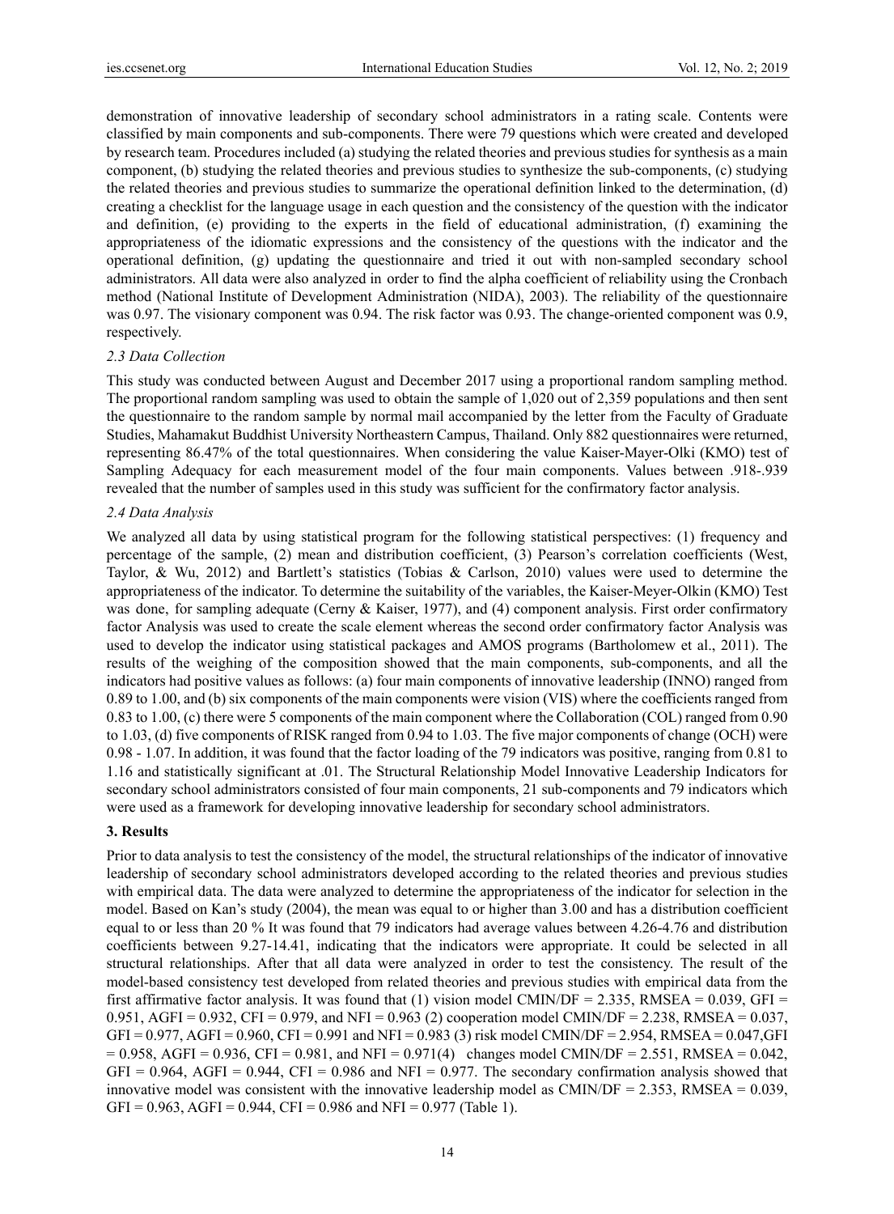demonstration of innovative leadership of secondary school administrators in a rating scale. Contents were classified by main components and sub-components. There were 79 questions which were created and developed by research team. Procedures included (a) studying the related theories and previous studies for synthesis as a main component, (b) studying the related theories and previous studies to synthesize the sub-components, (c) studying the related theories and previous studies to summarize the operational definition linked to the determination, (d) creating a checklist for the language usage in each question and the consistency of the question with the indicator and definition, (e) providing to the experts in the field of educational administration, (f) examining the appropriateness of the idiomatic expressions and the consistency of the questions with the indicator and the operational definition, (g) updating the questionnaire and tried it out with non-sampled secondary school administrators. All data were also analyzed in order to find the alpha coefficient of reliability using the Cronbach method (National Institute of Development Administration (NIDA), 2003). The reliability of the questionnaire was 0.97. The visionary component was 0.94. The risk factor was 0.93. The change-oriented component was 0.9, respectively.

### *2.3 Data Collection*

This study was conducted between August and December 2017 using a proportional random sampling method. The proportional random sampling was used to obtain the sample of 1,020 out of 2,359 populations and then sent the questionnaire to the random sample by normal mail accompanied by the letter from the Faculty of Graduate Studies, Mahamakut Buddhist University Northeastern Campus, Thailand. Only 882 questionnaires were returned, representing 86.47% of the total questionnaires. When considering the value Kaiser-Mayer-Olki (KMO) test of Sampling Adequacy for each measurement model of the four main components. Values between .918-.939 revealed that the number of samples used in this study was sufficient for the confirmatory factor analysis.

### *2.4 Data Analysis*

We analyzed all data by using statistical program for the following statistical perspectives: (1) frequency and percentage of the sample, (2) mean and distribution coefficient, (3) Pearson's correlation coefficients (West, Taylor, & Wu, 2012) and Bartlett's statistics (Tobias & Carlson, 2010) values were used to determine the appropriateness of the indicator. To determine the suitability of the variables, the Kaiser-Meyer-Olkin (KMO) Test was done, for sampling adequate (Cerny & Kaiser, 1977), and (4) component analysis. First order confirmatory factor Analysis was used to create the scale element whereas the second order confirmatory factor Analysis was used to develop the indicator using statistical packages and AMOS programs (Bartholomew et al., 2011). The results of the weighing of the composition showed that the main components, sub-components, and all the indicators had positive values as follows: (a) four main components of innovative leadership (INNO) ranged from 0.89 to 1.00, and (b) six components of the main components were vision (VIS) where the coefficients ranged from 0.83 to 1.00, (c) there were 5 components of the main component where the Collaboration (COL) ranged from 0.90 to 1.03, (d) five components of RISK ranged from 0.94 to 1.03. The five major components of change (OCH) were 0.98 - 1.07. In addition, it was found that the factor loading of the 79 indicators was positive, ranging from 0.81 to 1.16 and statistically significant at .01. The Structural Relationship Model Innovative Leadership Indicators for secondary school administrators consisted of four main components, 21 sub-components and 79 indicators which were used as a framework for developing innovative leadership for secondary school administrators.

## **3. Results**

Prior to data analysis to test the consistency of the model, the structural relationships of the indicator of innovative leadership of secondary school administrators developed according to the related theories and previous studies with empirical data. The data were analyzed to determine the appropriateness of the indicator for selection in the model. Based on Kan's study (2004), the mean was equal to or higher than 3.00 and has a distribution coefficient equal to or less than 20 % It was found that 79 indicators had average values between 4.26-4.76 and distribution coefficients between 9.27-14.41, indicating that the indicators were appropriate. It could be selected in all structural relationships. After that all data were analyzed in order to test the consistency. The result of the model-based consistency test developed from related theories and previous studies with empirical data from the first affirmative factor analysis. It was found that (1) vision model CMIN/DF = 2.335, RMSEA = 0.039, GFI = 0.951, AGFI = 0.932, CFI = 0.979, and NFI = 0.963 (2) cooperation model CMIN/DF = 2.238, RMSEA = 0.037, GFI = 0.977, AGFI = 0.960, CFI = 0.991 and NFI = 0.983 (3) risk model CMIN/DF = 2.954, RMSEA = 0.047,GFI = 0.958, AGFI = 0.936, CFI = 0.981, and NFI = 0.971(4) changes model CMIN/DF = 2.551, RMSEA = 0.042, GFI = 0.964, AGFI = 0.944, CFI = 0.986 and NFI = 0.977. The secondary confirmation analysis showed that innovative model was consistent with the innovative leadership model as CMIN/DF = 2.353, RMSEA = 0.039, GFI = 0.963, AGFI = 0.944, CFI = 0.986 and NFI = 0.977 (Table 1).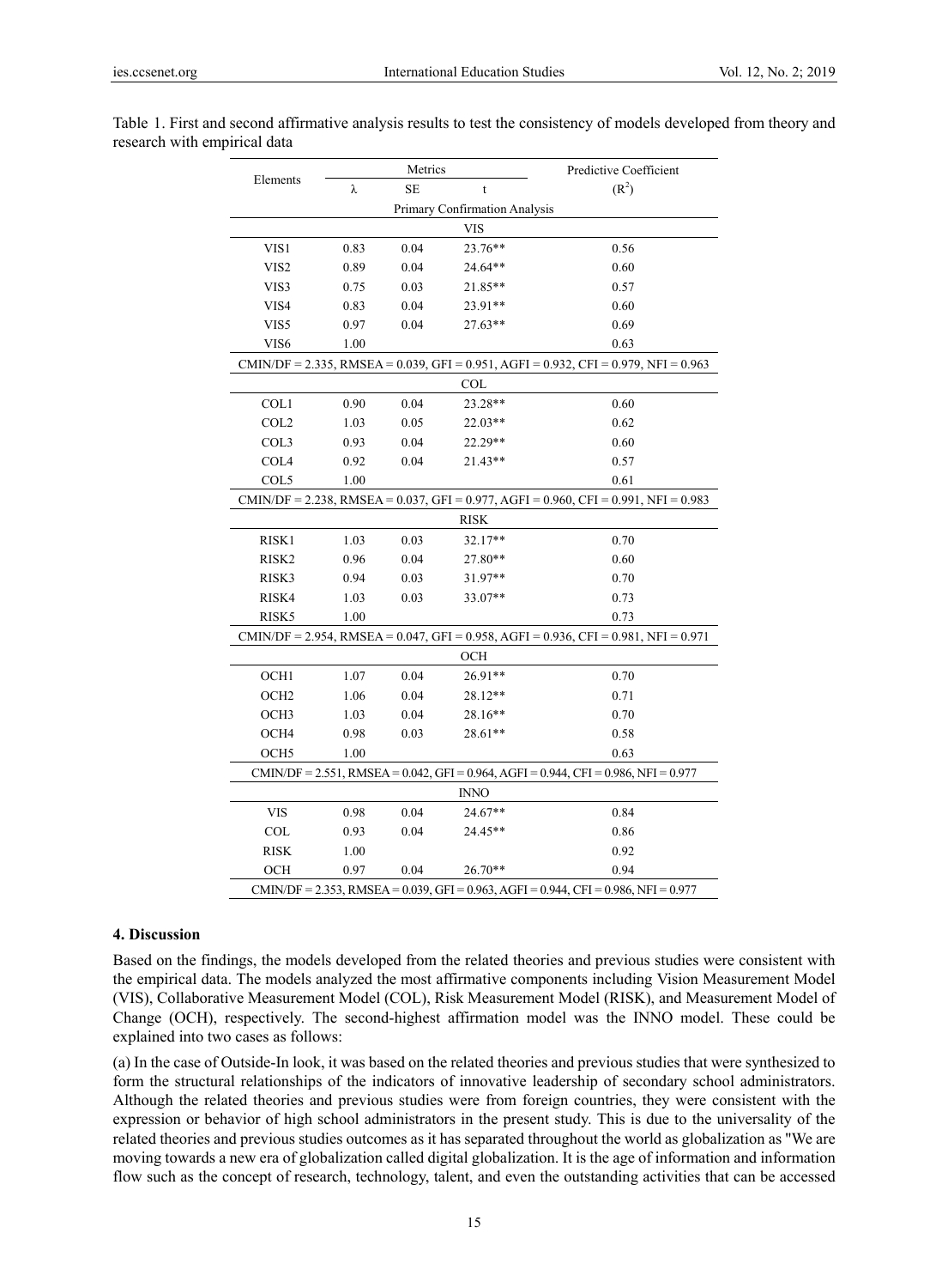Table 1. First and second affirmative analysis results to test the consistency of models developed from theory and research with empirical data

| Elements | Metrics | | | Predictive Coefficient |
|---|---|---|---|---|
| | λ | SE | t | ($R^2$) |
| **Primary Confirmation Analysis** | | | | |
| **VIS** | | | | |
| VIS1 | 0.83 | 0.04 | 23.76** | 0.56 |
| VIS2 | 0.89 | 0.04 | 24.64** | 0.60 |
| VIS3 | 0.75 | 0.03 | 21.85** | 0.57 |
| VIS4 | 0.83 | 0.04 | 23.91** | 0.60 |
| VIS5 | 0.97 | 0.04 | 27.63** | 0.69 |
| VIS6 | 1.00 | | | 0.63 |
| CMIN/DF = 2.335, RMSEA = 0.039, GFI = 0.951, AGFI = 0.932, CFI = 0.979, NFI = 0.963 | | | | |
| **COL** | | | | |
| COL1 | 0.90 | 0.04 | 23.28** | 0.60 |
| COL2 | 1.03 | 0.05 | 22.03** | 0.62 |
| COL3 | 0.93 | 0.04 | 22.29** | 0.60 |
| COL4 | 0.92 | 0.04 | 21.43** | 0.57 |
| COL5 | 1.00 | | | 0.61 |
| CMIN/DF = 2.238, RMSEA = 0.037, GFI = 0.977, AGFI = 0.960, CFI = 0.991, NFI = 0.983 | | | | |
| **RISK** | | | | |
| RISK1 | 1.03 | 0.03 | 32.17** | 0.70 |
| RISK2 | 0.96 | 0.04 | 27.80** | 0.60 |
| RISK3 | 0.94 | 0.03 | 31.97** | 0.70 |
| RISK4 | 1.03 | 0.03 | 33.07** | 0.73 |
| RISK5 | 1.00 | | | 0.73 |
| CMIN/DF = 2.954, RMSEA = 0.047, GFI = 0.958, AGFI = 0.936, CFI = 0.981, NFI = 0.971 | | | | |
| **OCH** | | | | |
| OCH1 | 1.07 | 0.04 | 26.91** | 0.70 |
| OCH2 | 1.06 | 0.04 | 28.12** | 0.71 |
| OCH3 | 1.03 | 0.04 | 28.16** | 0.70 |
| OCH4 | 0.98 | 0.03 | 28.61** | 0.58 |
| OCH5 | 1.00 | | | 0.63 |
| CMIN/DF = 2.551, RMSEA = 0.042, GFI = 0.964, AGFI = 0.944, CFI = 0.986, NFI = 0.977 | | | | |
| **INNO** | | | | |
| VIS | 0.98 | 0.04 | 24.67** | 0.84 |
| COL | 0.93 | 0.04 | 24.45** | 0.86 |
| RISK | 1.00 | | | 0.92 |
| OCH | 0.97 | 0.04 | 26.70** | 0.94 |
| CMIN/DF = 2.353, RMSEA = 0.039, GFI = 0.963, AGFI = 0.944, CFI = 0.986, NFI = 0.977 | | | | |

## 4. Discussion

Based on the findings, the models developed from the related theories and previous studies were consistent with the empirical data. The models analyzed the most affirmative components including Vision Measurement Model (VIS), Collaborative Measurement Model (COL), Risk Measurement Model (RISK), and Measurement Model of Change (OCH), respectively. The second-highest affirmation model was the INNO model. These could be explained into two cases as follows:

(a) In the case of Outside-In look, it was based on the related theories and previous studies that were synthesized to form the structural relationships of the indicators of innovative leadership of secondary school administrators. Although the related theories and previous studies were from foreign countries, they were consistent with the expression or behavior of high school administrators in the present study. This is due to the universality of the related theories and previous studies outcomes as it has separated throughout the world as globalization as "We are moving towards a new era of globalization called digital globalization. It is the age of information and information flow such as the concept of research, technology, talent, and even the outstanding activities that can be accessed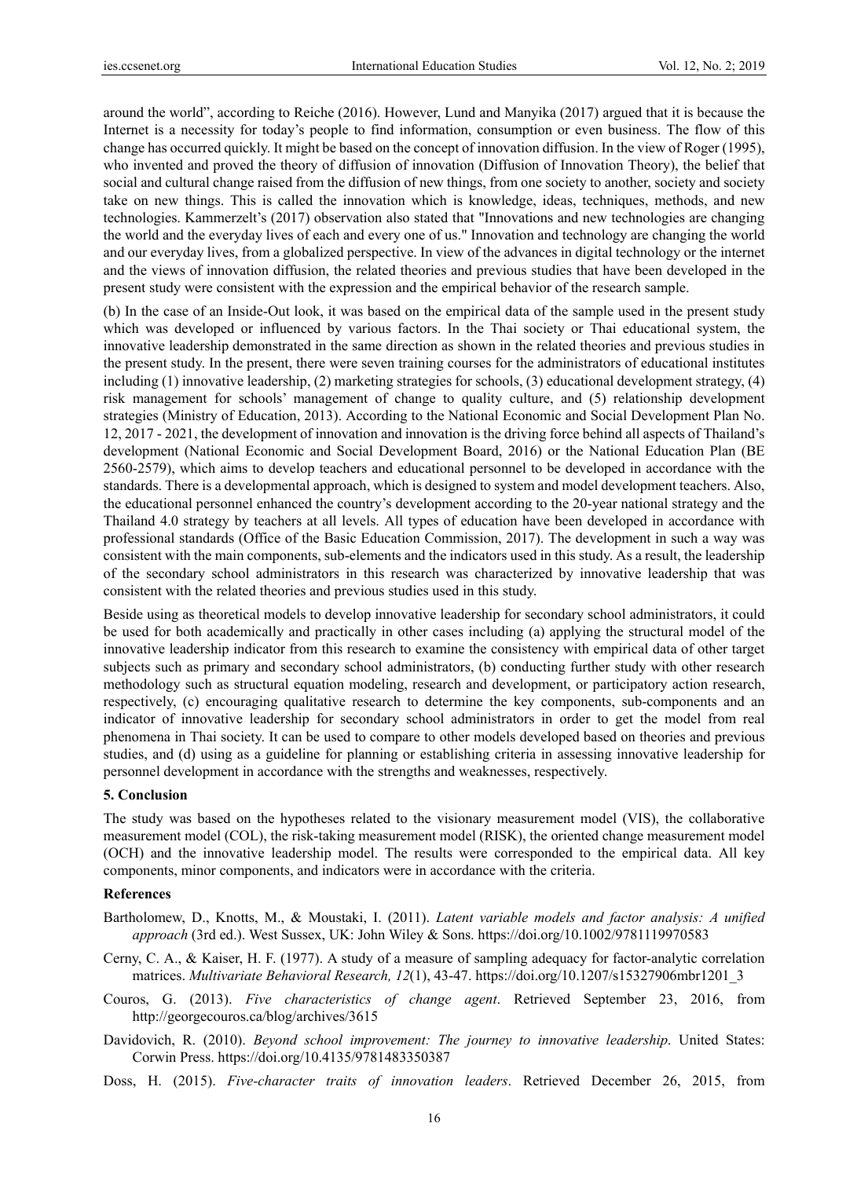around the world", according to Reiche (2016). However, Lund and Manyika (2017) argued that it is because the Internet is a necessity for today's people to find information, consumption or even business. The flow of this change has occurred quickly. It might be based on the concept of innovation diffusion. In the view of Roger (1995), who invented and proved the theory of diffusion of innovation (Diffusion of Innovation Theory), the belief that social and cultural change raised from the diffusion of new things, from one society to another, society and society take on new things. This is called the innovation which is knowledge, ideas, techniques, methods, and new technologies. Kammerzelt's (2017) observation also stated that "Innovations and new technologies are changing the world and the everyday lives of each and every one of us." Innovation and technology are changing the world and our everyday lives, from a globalized perspective. In view of the advances in digital technology or the internet and the views of innovation diffusion, the related theories and previous studies that have been developed in the present study were consistent with the expression and the empirical behavior of the research sample.

(b) In the case of an Inside-Out look, it was based on the empirical data of the sample used in the present study which was developed or influenced by various factors. In the Thai society or Thai educational system, the innovative leadership demonstrated in the same direction as shown in the related theories and previous studies in the present study. In the present, there were seven training courses for the administrators of educational institutes including (1) innovative leadership, (2) marketing strategies for schools, (3) educational development strategy, (4) risk management for schools' management of change to quality culture, and (5) relationship development strategies (Ministry of Education, 2013). According to the National Economic and Social Development Plan No. 12, 2017 - 2021, the development of innovation and innovation is the driving force behind all aspects of Thailand's development (National Economic and Social Development Board, 2016) or the National Education Plan (BE 2560-2579), which aims to develop teachers and educational personnel to be developed in accordance with the standards. There is a developmental approach, which is designed to system and model development teachers. Also, the educational personnel enhanced the country's development according to the 20-year national strategy and the Thailand 4.0 strategy by teachers at all levels. All types of education have been developed in accordance with professional standards (Office of the Basic Education Commission, 2017). The development in such a way was consistent with the main components, sub-elements and the indicators used in this study. As a result, the leadership of the secondary school administrators in this research was characterized by innovative leadership that was consistent with the related theories and previous studies used in this study.

Beside using as theoretical models to develop innovative leadership for secondary school administrators, it could be used for both academically and practically in other cases including (a) applying the structural model of the innovative leadership indicator from this research to examine the consistency with empirical data of other target subjects such as primary and secondary school administrators, (b) conducting further study with other research methodology such as structural equation modeling, research and development, or participatory action research, respectively, (c) encouraging qualitative research to determine the key components, sub-components and an indicator of innovative leadership for secondary school administrators in order to get the model from real phenomena in Thai society. It can be used to compare to other models developed based on theories and previous studies, and (d) using as a guideline for planning or establishing criteria in assessing innovative leadership for personnel development in accordance with the strengths and weaknesses, respectively.

## 5. Conclusion

The study was based on the hypotheses related to the visionary measurement model (VIS), the collaborative measurement model (COL), the risk-taking measurement model (RISK), the oriented change measurement model (OCH) and the innovative leadership model. The results were corresponded to the empirical data. All key components, minor components, and indicators were in accordance with the criteria.

## References

Bartholomew, D., Knotts, M., & Moustaki, I. (2011). *Latent variable models and factor analysis: A unified approach* (3rd ed.). West Sussex, UK: John Wiley & Sons. https://doi.org/10.1002/9781119970583

Cerny, C. A., & Kaiser, H. F. (1977). A study of a measure of sampling adequacy for factor-analytic correlation matrices. *Multivariate Behavioral Research, 12*(1), 43-47. https://doi.org/10.1207/s15327906mbr1201_3

Couros, G. (2013). *Five characteristics of change agent*. Retrieved September 23, 2016, from http://georgecouros.ca/blog/archives/3615

Davidovich, R. (2010). *Beyond school improvement: The journey to innovative leadership*. United States: Corwin Press. https://doi.org/10.4135/9781483350387

Doss, H. (2015). *Five-character traits of innovation leaders*. Retrieved December 26, 2015, from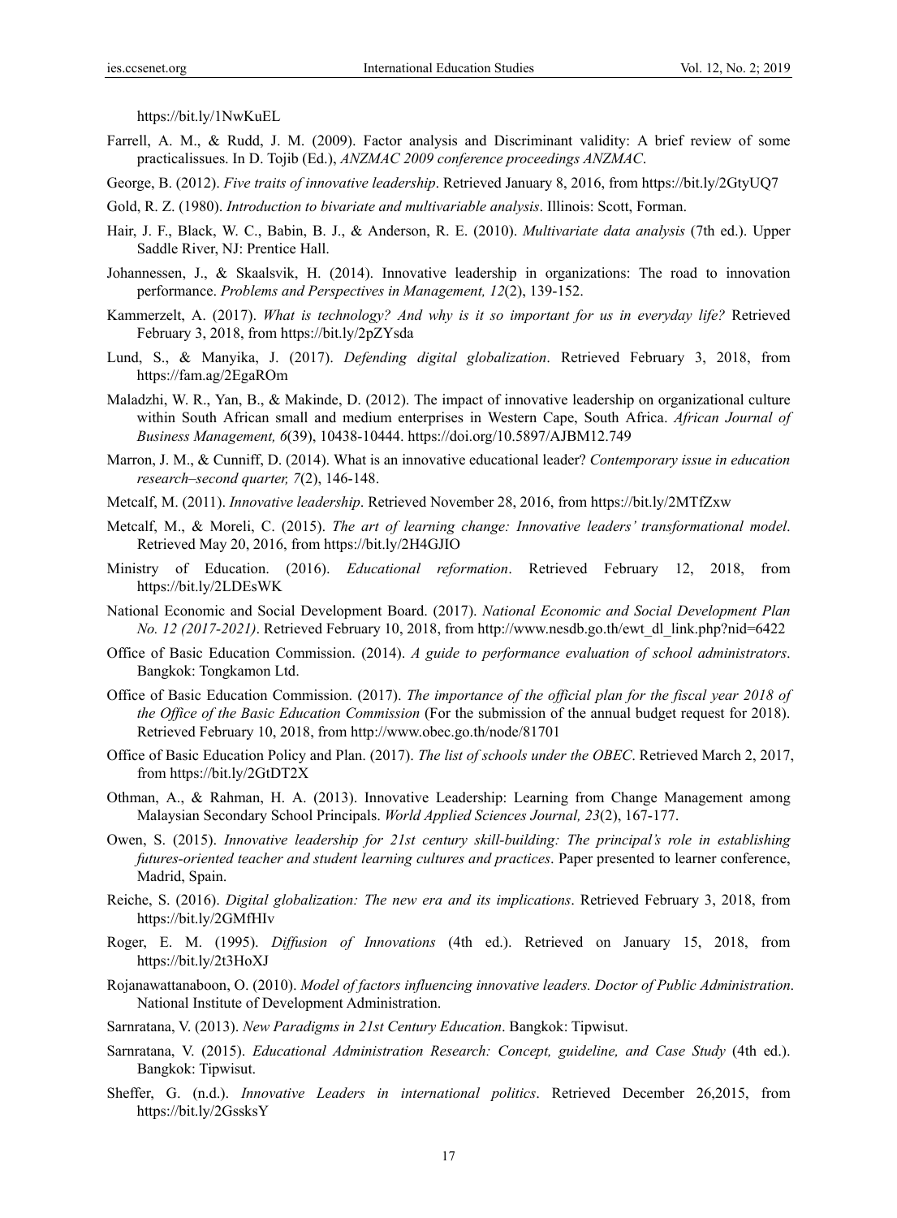https://bit.ly/1NwKuEL

Farrell, A. M., & Rudd, J. M. (2009). Factor analysis and Discriminant validity: A brief review of some practicalissues. In D. Tojib (Ed.), *ANZMAC 2009 conference proceedings ANZMAC*.

George, B. (2012). *Five traits of innovative leadership*. Retrieved January 8, 2016, from https://bit.ly/2GtyUQ7

Gold, R. Z. (1980). *Introduction to bivariate and multivariable analysis*. Illinois: Scott, Forman.

Hair, J. F., Black, W. C., Babin, B. J., & Anderson, R. E. (2010). *Multivariate data analysis* (7th ed.). Upper Saddle River, NJ: Prentice Hall.

Johannessen, J., & Skaalsvik, H. (2014). Innovative leadership in organizations: The road to innovation performance. *Problems and Perspectives in Management, 12*(2), 139-152.

Kammerzelt, A. (2017). *What is technology? And why is it so important for us in everyday life?* Retrieved February 3, 2018, from https://bit.ly/2pZYsda

Lund, S., & Manyika, J. (2017). *Defending digital globalization*. Retrieved February 3, 2018, from https://fam.ag/2EgaROm

Maladzhi, W. R., Yan, B., & Makinde, D. (2012). The impact of innovative leadership on organizational culture within South African small and medium enterprises in Western Cape, South Africa. *African Journal of Business Management, 6*(39), 10438-10444. https://doi.org/10.5897/AJBM12.749

Marron, J. M., & Cunniff, D. (2014). What is an innovative educational leader? *Contemporary issue in education research–second quarter, 7*(2), 146-148.

Metcalf, M. (2011). *Innovative leadership*. Retrieved November 28, 2016, from https://bit.ly/2MTfZxw

Metcalf, M., & Moreli, C. (2015). *The art of learning change: Innovative leaders' transformational model*. Retrieved May 20, 2016, from https://bit.ly/2H4GJIO

Ministry of Education. (2016). *Educational reformation*. Retrieved February 12, 2018, from https://bit.ly/2LDEsWK

National Economic and Social Development Board. (2017). *National Economic and Social Development Plan No. 12 (2017-2021)*. Retrieved February 10, 2018, from http://www.nesdb.go.th/ewt_dl_link.php?nid=6422

Office of Basic Education Commission. (2014). *A guide to performance evaluation of school administrators*. Bangkok: Tongkamon Ltd.

Office of Basic Education Commission. (2017). *The importance of the official plan for the fiscal year 2018 of the Office of the Basic Education Commission* (For the submission of the annual budget request for 2018). Retrieved February 10, 2018, from http://www.obec.go.th/node/81701

Office of Basic Education Policy and Plan. (2017). *The list of schools under the OBEC*. Retrieved March 2, 2017, from https://bit.ly/2GtDT2X

Othman, A., & Rahman, H. A. (2013). Innovative Leadership: Learning from Change Management among Malaysian Secondary School Principals. *World Applied Sciences Journal, 23*(2), 167-177.

Owen, S. (2015). *Innovative leadership for 21st century skill-building: The principal's role in establishing futures-oriented teacher and student learning cultures and practices*. Paper presented to learner conference, Madrid, Spain.

Reiche, S. (2016). *Digital globalization: The new era and its implications*. Retrieved February 3, 2018, from https://bit.ly/2GMfHIv

Roger, E. M. (1995). *Diffusion of Innovations* (4th ed.). Retrieved on January 15, 2018, from https://bit.ly/2t3HoXJ

Rojanawattanaboon, O. (2010). *Model of factors influencing innovative leaders. Doctor of Public Administration*. National Institute of Development Administration.

Sarnratana, V. (2013). *New Paradigms in 21st Century Education*. Bangkok: Tipwisut.

Sarnratana, V. (2015). *Educational Administration Research: Concept, guideline, and Case Study* (4th ed.). Bangkok: Tipwisut.

Sheffer, G. (n.d.). *Innovative Leaders in international politics*. Retrieved December 26,2015, from https://bit.ly/2GssksY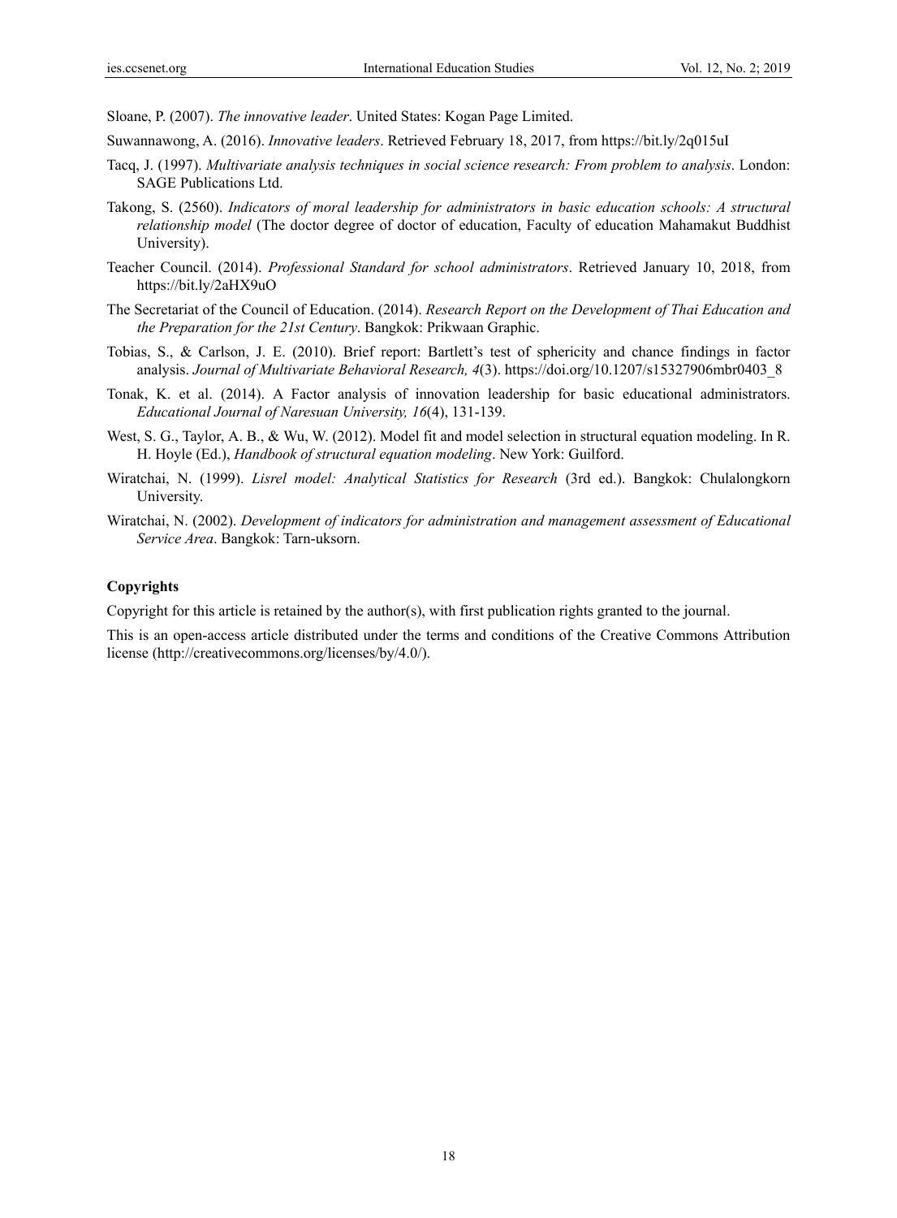Sloane, P. (2007). *The innovative leader*. United States: Kogan Page Limited.

Suwannawong, A. (2016). *Innovative leaders*. Retrieved February 18, 2017, from https://bit.ly/2q015uI

Tacq, J. (1997). *Multivariate analysis techniques in social science research: From problem to analysis*. London: SAGE Publications Ltd.

Takong, S. (2560). *Indicators of moral leadership for administrators in basic education schools: A structural relationship model* (The doctor degree of doctor of education, Faculty of education Mahamakut Buddhist University).

Teacher Council. (2014). *Professional Standard for school administrators*. Retrieved January 10, 2018, from https://bit.ly/2aHX9uO

The Secretariat of the Council of Education. (2014). *Research Report on the Development of Thai Education and the Preparation for the 21st Century*. Bangkok: Prikwaan Graphic.

Tobias, S., & Carlson, J. E. (2010). Brief report: Bartlett's test of sphericity and chance findings in factor analysis. *Journal of Multivariate Behavioral Research, 4*(3). https://doi.org/10.1207/s15327906mbr0403_8

Tonak, K. et al. (2014). A Factor analysis of innovation leadership for basic educational administrators. *Educational Journal of Naresuan University, 16*(4), 131-139.

West, S. G., Taylor, A. B., & Wu, W. (2012). Model fit and model selection in structural equation modeling. In R. H. Hoyle (Ed.), *Handbook of structural equation modeling*. New York: Guilford.

Wiratchai, N. (1999). *Lisrel model: Analytical Statistics for Research* (3rd ed.). Bangkok: Chulalongkorn University.

Wiratchai, N. (2002). *Development of indicators for administration and management assessment of Educational Service Area*. Bangkok: Tarn-uksorn.

**Copyrights**

Copyright for this article is retained by the author(s), with first publication rights granted to the journal.

This is an open-access article distributed under the terms and conditions of the Creative Commons Attribution license (http://creativecommons.org/licenses/by/4.0/).